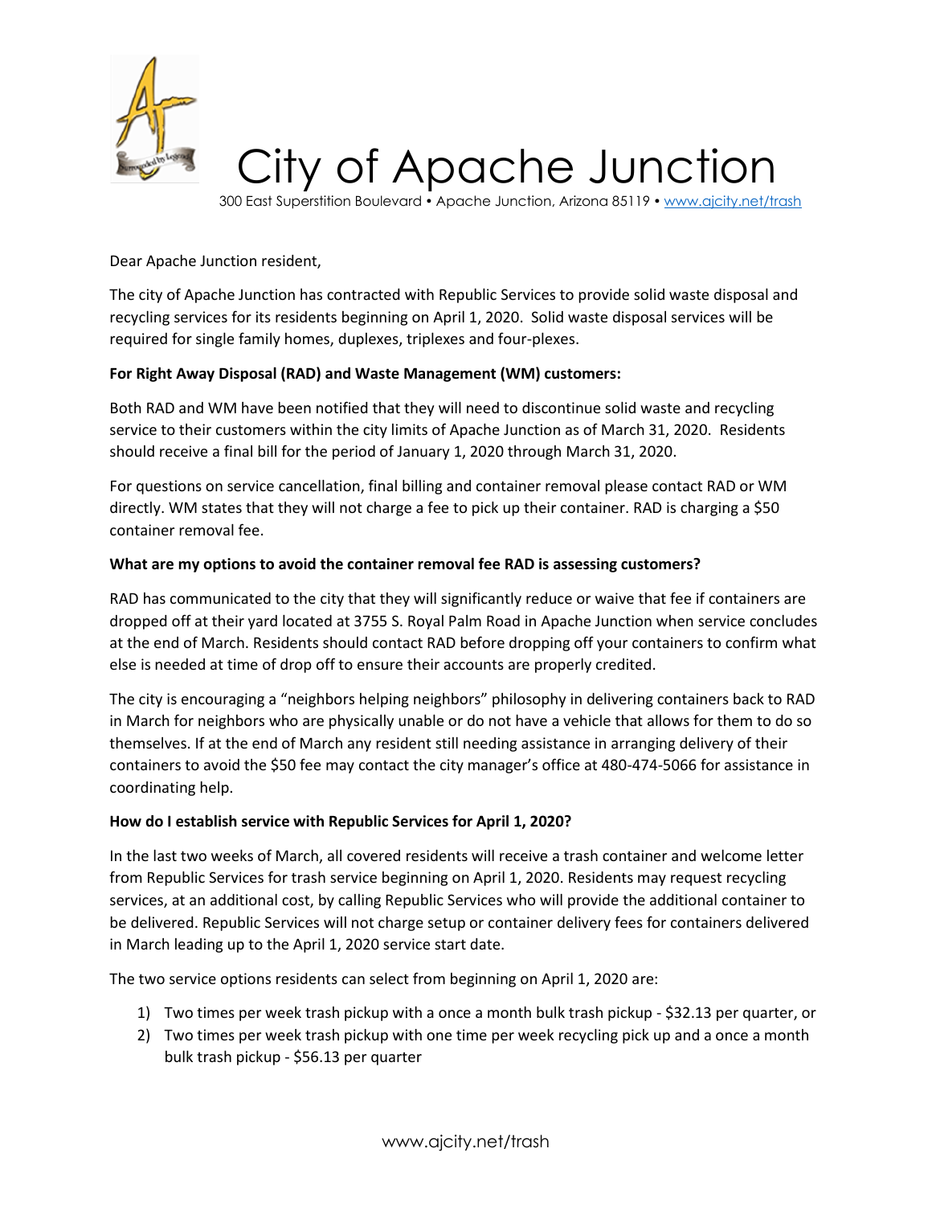# City of Apache Junction

300 East Superstition Boulevard • Apache Junction, Arizona 85119 • www.ajcity.net/trash

Dear Apache Junction resident,

The city of Apache Junction has contracted with Republic Services to provide solid waste disposal and recycling services for its residents beginning on April 1, 2020. Solid waste disposal services will be required for single family homes, duplexes, triplexes and four-plexes.

**For Right Away Disposal (RAD) and Waste Management (WM) customers:**

Both RAD and WM have been notified that they will need to discontinue solid waste and recycling service to their customers within the city limits of Apache Junction as of March 31, 2020. Residents should receive a final bill for the period of January 1, 2020 through March 31, 2020.

For questions on service cancellation, final billing and container removal please contact RAD or WM directly. WM states that they will not charge a fee to pick up their container. RAD is charging a $50 container removal fee.

**What are my options to avoid the container removal fee RAD is assessing customers?**

RAD has communicated to the city that they will significantly reduce or waive that fee if containers are dropped off at their yard located at 3755 S. Royal Palm Road in Apache Junction when service concludes at the end of March. Residents should contact RAD before dropping off your containers to confirm what else is needed at time of drop off to ensure their accounts are properly credited.

The city is encouraging a "neighbors helping neighbors" philosophy in delivering containers back to RAD in March for neighbors who are physically unable or do not have a vehicle that allows for them to do so themselves. If at the end of March any resident still needing assistance in arranging delivery of their containers to avoid the $50 fee may contact the city manager's office at 480-474-5066 for assistance in coordinating help.

**How do I establish service with Republic Services for April 1, 2020?**

In the last two weeks of March, all covered residents will receive a trash container and welcome letter from Republic Services for trash service beginning on April 1, 2020. Residents may request recycling services, at an additional cost, by calling Republic Services who will provide the additional container to be delivered. Republic Services will not charge setup or container delivery fees for containers delivered in March leading up to the April 1, 2020 service start date.

The two service options residents can select from beginning on April 1, 2020 are:

1) Two times per week trash pickup with a once a month bulk trash pickup - $32.13 per quarter, or
2) Two times per week trash pickup with one time per week recycling pick up and a once a month bulk trash pickup - $56.13 per quarter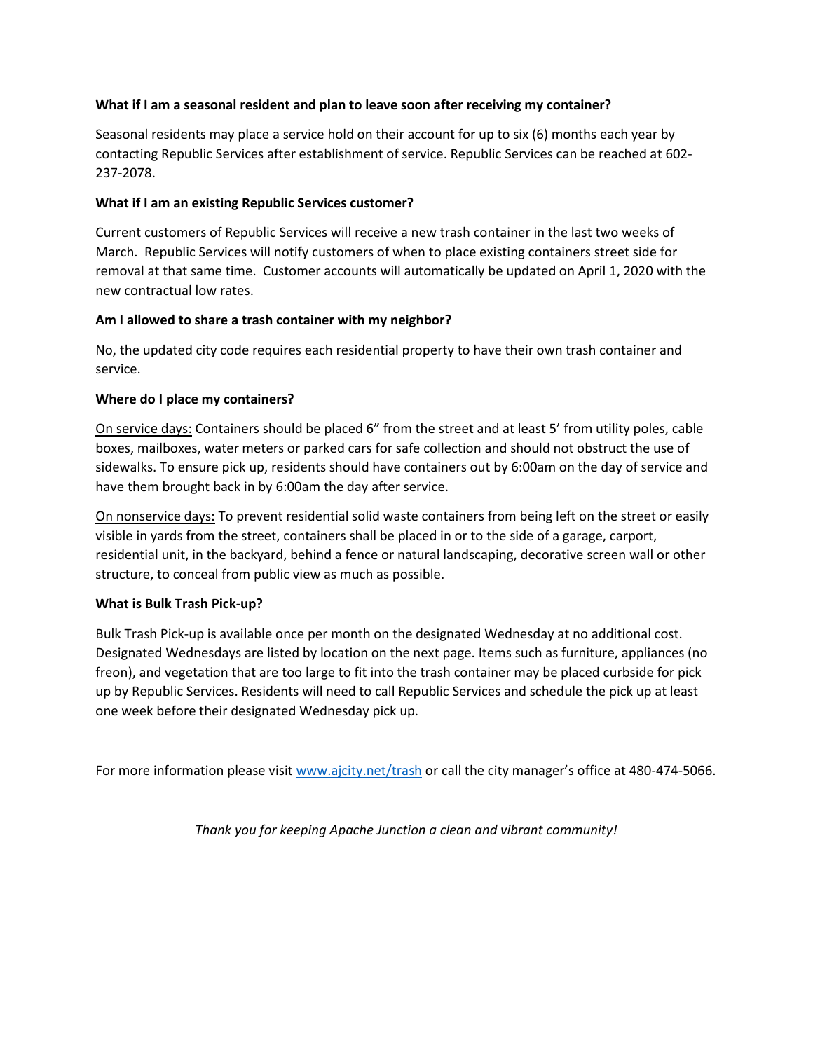**What if I am a seasonal resident and plan to leave soon after receiving my container?**

Seasonal residents may place a service hold on their account for up to six (6) months each year by contacting Republic Services after establishment of service. Republic Services can be reached at 602-237-2078.

**What if I am an existing Republic Services customer?**

Current customers of Republic Services will receive a new trash container in the last two weeks of March. Republic Services will notify customers of when to place existing containers street side for removal at that same time. Customer accounts will automatically be updated on April 1, 2020 with the new contractual low rates.

**Am I allowed to share a trash container with my neighbor?**

No, the updated city code requires each residential property to have their own trash container and service.

**Where do I place my containers?**

<u>On service days:</u> Containers should be placed 6" from the street and at least 5' from utility poles, cable boxes, mailboxes, water meters or parked cars for safe collection and should not obstruct the use of sidewalks. To ensure pick up, residents should have containers out by 6:00am on the day of service and have them brought back in by 6:00am the day after service.

<u>On nonservice days:</u> To prevent residential solid waste containers from being left on the street or easily visible in yards from the street, containers shall be placed in or to the side of a garage, carport, residential unit, in the backyard, behind a fence or natural landscaping, decorative screen wall or other structure, to conceal from public view as much as possible.

**What is Bulk Trash Pick-up?**

Bulk Trash Pick-up is available once per month on the designated Wednesday at no additional cost. Designated Wednesdays are listed by location on the next page. Items such as furniture, appliances (no freon), and vegetation that are too large to fit into the trash container may be placed curbside for pick up by Republic Services. Residents will need to call Republic Services and schedule the pick up at least one week before their designated Wednesday pick up.

For more information please visit [www.ajcity.net/trash](http://www.ajcity.net/trash) or call the city manager's office at 480-474-5066.

*Thank you for keeping Apache Junction a clean and vibrant community!*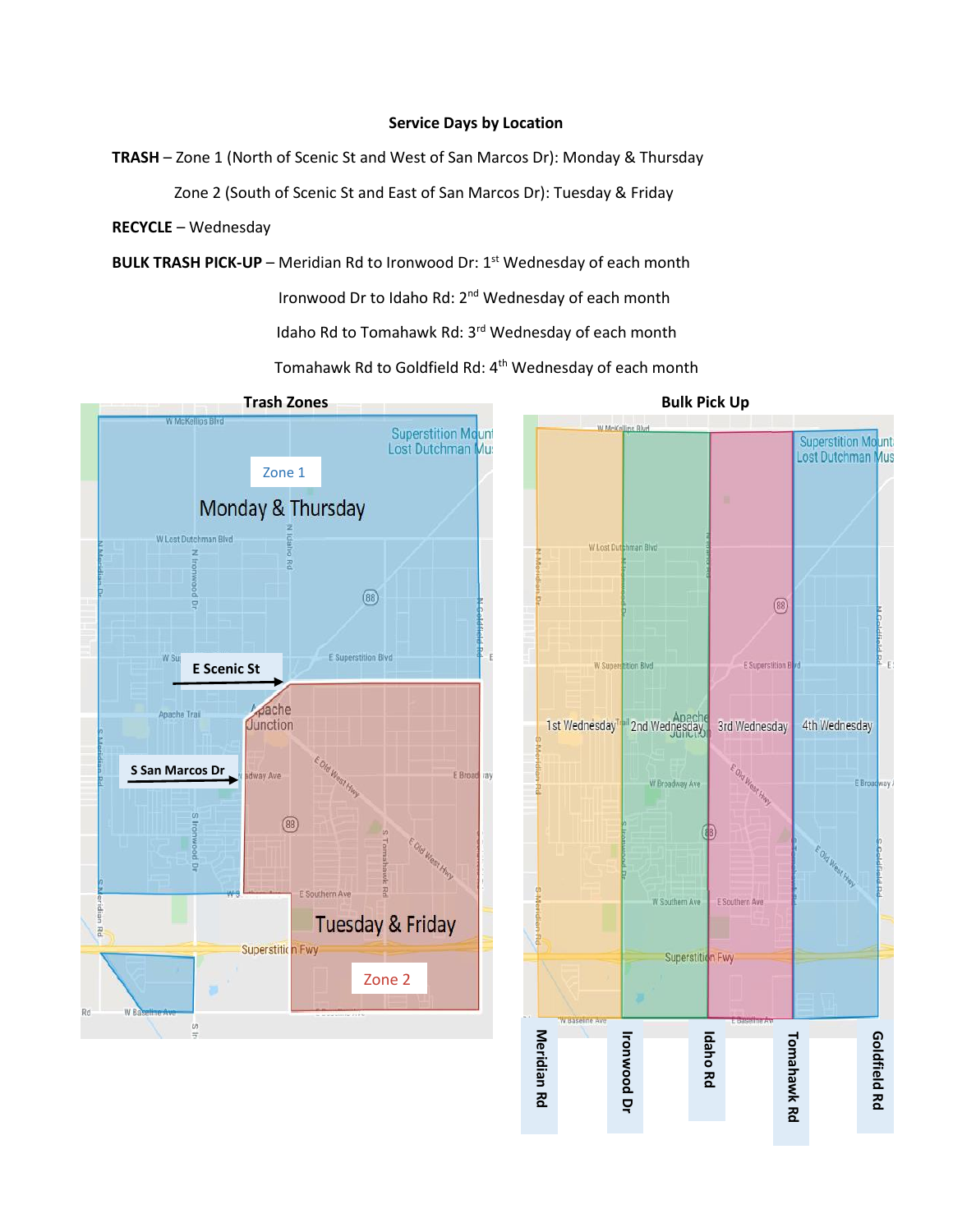## Service Days by Location

**TRASH** – Zone 1 (North of Scenic St and West of San Marcos Dr): Monday & Thursday

Zone 2 (South of Scenic St and East of San Marcos Dr): Tuesday & Friday

**RECYCLE** – Wednesday

**BULK TRASH PICK-UP** – Meridian Rd to Ironwood Dr: 1st Wednesday of each month

Ironwood Dr to Idaho Rd: 2nd Wednesday of each month

Idaho Rd to Tomahawk Rd: 3rd Wednesday of each month

Tomahawk Rd to Goldfield Rd: 4th Wednesday of each month

**Trash Zones**

Zone 1

Monday & Thursday

E Scenic St

S San Marcos Dr

Tuesday & Friday

Zone 2

**Bulk Pick Up**

1st Wednesday

2nd Wednesday

3rd Wednesday

4th Wednesday

Meridian Rd

Ironwood Dr

Idaho Rd

Tomahawk Rd

Goldfield Rd